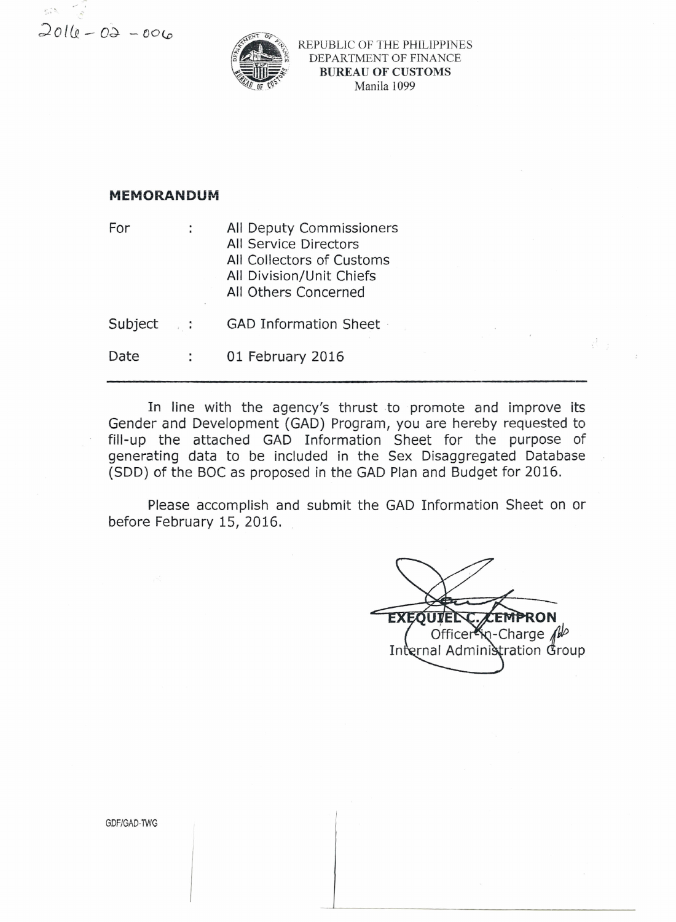2016 – 02 – 006

REPUBLIC OF THE PHILIPPINES
DEPARTMENT OF FINANCE
**BUREAU OF CUSTOMS**
Manila 1099

**MEMORANDUM**

| | | |
|---|---|---|
| For | : | All Deputy Commissioners<br>All Service Directors<br>All Collectors of Customs<br>All Division/Unit Chiefs<br>All Others Concerned |
| Subject | : | GAD Information Sheet |
| Date | : | 01 February 2016 |

---

In line with the agency's thrust to promote and improve its Gender and Development (GAD) Program, you are hereby requested to fill-up the attached GAD Information Sheet for the purpose of generating data to be included in the Sex Disaggregated Database (SDD) of the BOC as proposed in the GAD Plan and Budget for 2016.

Please accomplish and submit the GAD Information Sheet on or before February 15, 2016.

**EXEQUIEL C. CEMPRON**
Officer-in-Charge
Internal Administration Group

GDF/GAD-TWG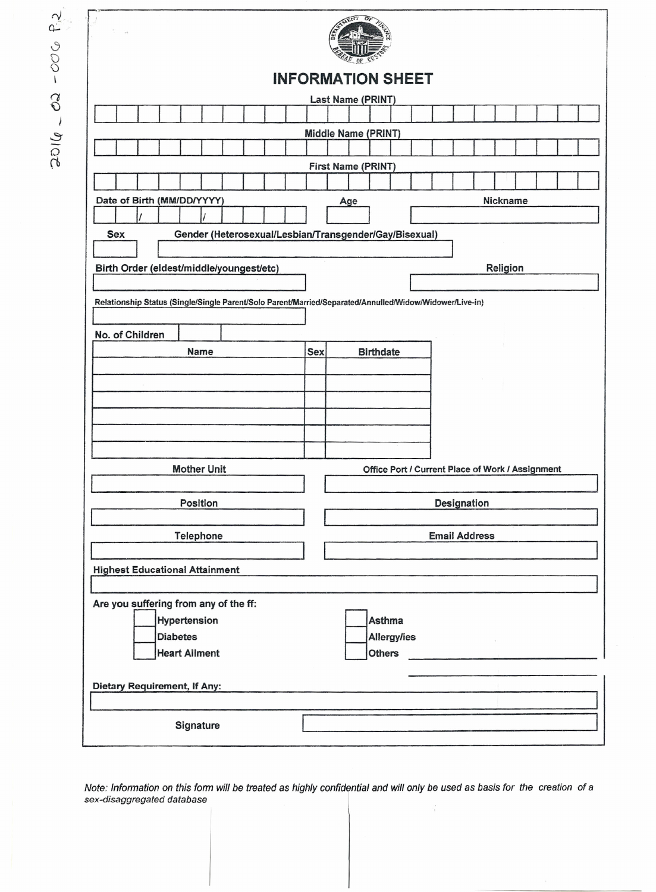2016 - 02 - 0006 P2

# INFORMATION SHEET

**Last Name (PRINT)**

**Middle Name (PRINT)**

**First Name (PRINT)**

**Date of Birth (MM/DD/YYYY)** / /

**Age**

**Nickname**

**Sex**

**Gender (Heterosexual/Lesbian/Transgender/Gay/Bisexual)**

**Birth Order (eldest/middle/youngest/etc)**

**Religion**

**Relationship Status (Single/Single Parent/Solo Parent/Married/Separated/Annulled/Widow/Widower/Live-in)**

**No. of Children**

| Name | Sex | Birthdate |
|---|---|---|
| | | |
| | | |
| | | |
| | | |
| | | |
| | | |

**Mother Unit**

**Office Port / Current Place of Work / Assignment**

**Position**

**Designation**

**Telephone**

**Email Address**

**Highest Educational Attainment**

**Are you suffering from any of the ff:**

- [ ] Hypertension
- [ ] Diabetes
- [ ] Heart Ailment
- [ ] Asthma
- [ ] Allergy/ies
- [ ] Others ____________

**Dietary Requirement, If Any:**

**Signature**

*Note: Information on this form will be treated as highly confidential and will only be used as basis for the creation of a sex-disaggregated database*